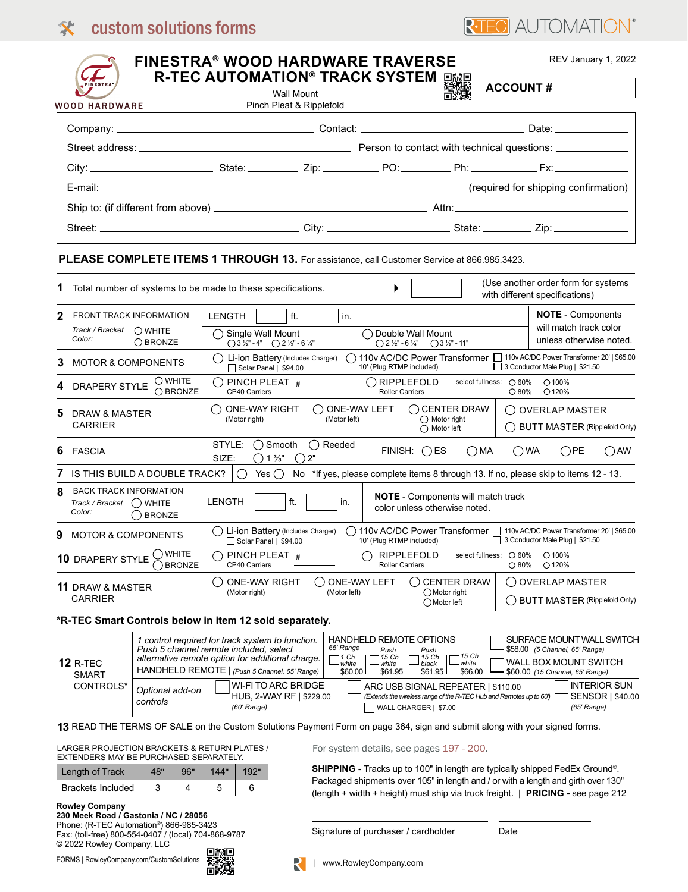custom solutions forms

R-TEC AUTOMATION®

FINESTRA® WOOD HARDWARE

# FINESTRA® WOOD HARDWARE TRAVERSE R-TEC AUTOMATION® TRACK SYSTEM

Wall Mount
Pinch Pleat & Ripplefold

REV January 1, 2022

**ACCOUNT #**

Company: ______________________ Contact: ______________________ Date: __________

Street address: ______________________ Person to contact with technical questions: __________

City: __________ State: ________ Zip: ________ PO: ________ Ph: ________ Fx: ________

E-mail: ______________________ (required for shipping confirmation)

Ship to: (if different from above) ______________________ Attn: ______________________

Street: ______________________ City: ______________ State: ________ Zip: ________

**PLEASE COMPLETE ITEMS 1 THROUGH 13.** For assistance, call Customer Service at 866.985.3423.

**1** Total number of systems to be made to these specifications. → ☐ (Use another order form for systems with different specifications)

**2** FRONT TRACK INFORMATION — LENGTH ____ ft. ____ in.
*Track / Bracket Color:* ◯ WHITE ◯ BRONZE
◯ Single Wall Mount (◯ 3 ½" - 4" ◯ 2 ½" - 6 ¼") ◯ Double Wall Mount (◯ 2 ½" - 6 ¼" ◯ 3 ½" - 11")
**NOTE** - Components will match track color unless otherwise noted.

**3** MOTOR & COMPONENTS — ◯ Li-ion Battery (Includes Charger) ☐ Solar Panel | $94.00 ◯ 110v AC/DC Power Transformer 10' (Plug RTMP included) ☐ 110v AC/DC Power Transformer 20' | $65.00 ☐ 3 Conductor Male Plug | $21.50

**4** DRAPERY STYLE ◯ WHITE ◯ BRONZE — ◯ PINCH PLEAT # ______ CP40 Carriers ◯ RIPPLEFOLD Roller Carriers — select fullness: ◯ 60% ◯ 80% ◯ 100% ◯ 120%

**5** DRAW & MASTER CARRIER — ◯ ONE-WAY RIGHT (Motor right) ◯ ONE-WAY LEFT (Motor left) ◯ CENTER DRAW (◯ Motor right ◯ Motor left) ◯ OVERLAP MASTER ◯ BUTT MASTER (Ripplefold Only)

**6** FASCIA — STYLE: ◯ Smooth ◯ Reeded SIZE: ◯ 1 ⅜" ◯ 2" FINISH: ◯ ES ◯ MA ◯ WA ◯ PE ◯ AW

**7** IS THIS BUILD A DOUBLE TRACK? ◯ Yes ◯ No *If yes, please complete items 8 through 13. If no, please skip to items 12 - 13.

**8** BACK TRACK INFORMATION — LENGTH ____ ft. ____ in.
*Track / Bracket Color:* ◯ WHITE ◯ BRONZE
**NOTE** - Components will match track color unless otherwise noted.

**9** MOTOR & COMPONENTS — ◯ Li-ion Battery (Includes Charger) ☐ Solar Panel | $94.00 ◯ 110v AC/DC Power Transformer 10' (Plug RTMP included) ☐ 110v AC/DC Power Transformer 20' | $65.00 ☐ 3 Conductor Male Plug | $21.50

**10** DRAPERY STYLE ◯ WHITE ◯ BRONZE — ◯ PINCH PLEAT # ______ CP40 Carriers ◯ RIPPLEFOLD Roller Carriers — select fullness: ◯ 60% ◯ 80% ◯ 100% ◯ 120%

**11** DRAW & MASTER CARRIER — ◯ ONE-WAY RIGHT (Motor right) ◯ ONE-WAY LEFT (Motor left) ◯ CENTER DRAW (◯ Motor right ◯ Motor left) ◯ OVERLAP MASTER ◯ BUTT MASTER (Ripplefold Only)

**\*R-TEC Smart Controls below in item 12 sold separately.**

**12** R-TEC SMART CONTROLS*

*1 control required for track system to function. Push 5 channel remote included, select alternative remote option for additional charge.*
HANDHELD REMOTE | *(Push 5 Channel, 65' Range)*

HANDHELD REMOTE OPTIONS *65' Range*

| ☐ 1 Ch white | ☐ Push 15 Ch white | ☐ Push 15 Ch black | ☐ 15 Ch white |
|---|---|---|---|
| $60.00 | $61.95 | $61.95 | $66.00 |

☐ SURFACE MOUNT WALL SWITCH $58.00 *(5 Channel, 65' Range)*
☐ WALL BOX MOUNT SWITCH $60.00 *(15 Channel, 65' Range)*

*Optional add-on controls*
☐ WI-FI TO ARC BRIDGE HUB, 2-WAY RF | $229.00 *(60' Range)*
☐ ARC USB SIGNAL REPEATER | $110.00 *(Extends the wireless range of the R-TEC Hub and Remotes up to 60')*
☐ WALL CHARGER | $7.00
☐ INTERIOR SUN SENSOR | $40.00 *(65' Range)*

**13** READ THE TERMS OF SALE on the Custom Solutions Payment Form on page 364, sign and submit along with your signed forms.

LARGER PROJECTION BRACKETS & RETURN PLATES / EXTENDERS MAY BE PURCHASED SEPARATELY.

| Length of Track | 48" | 96" | 144" | 192" |
|---|---|---|---|---|
| Brackets Included | 3 | 4 | 5 | 6 |

For system details, see pages 197 - 200.

**SHIPPING -** Tracks up to 100" in length are typically shipped FedEx Ground®. Packaged shipments over 105" in length and / or with a length and girth over 130" (length + width + height) must ship via truck freight. | **PRICING -** see page 212

Signature of purchaser / cardholder ______________________ Date __________

**Rowley Company**
**230 Meek Road / Gastonia / NC / 28056**
Phone: (R-TEC Automation®) 866-985-3423
Fax: (toll-free) 800-554-0407 / (local) 704-868-9787
© 2022 Rowley Company, LLC

FORMS | RowleyCompany.com/CustomSolutions | www.RowleyCompany.com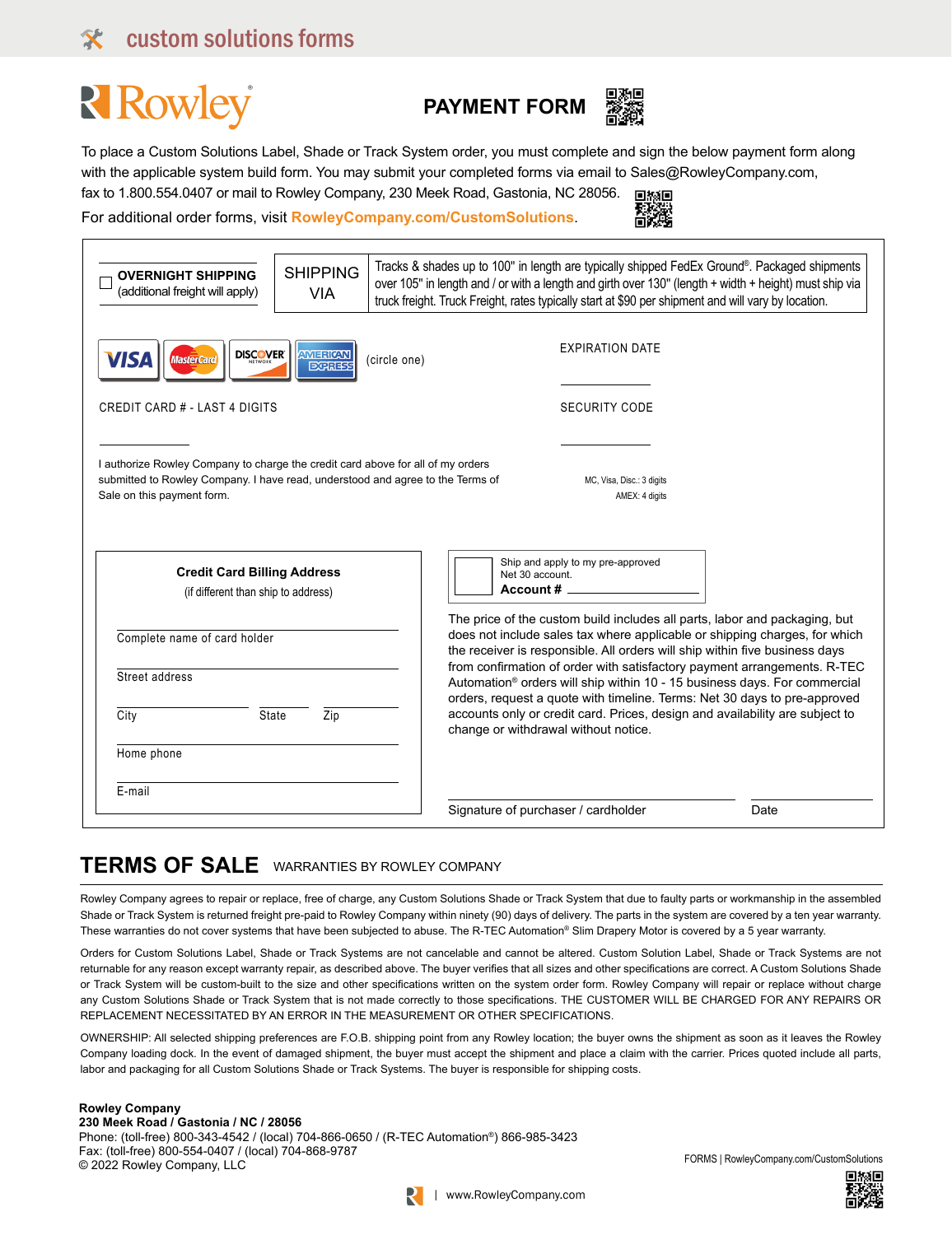custom solutions forms

Rowley

# PAYMENT FORM

To place a Custom Solutions Label, Shade or Track System order, you must complete and sign the below payment form along with the applicable system build form. You may submit your completed forms via email to Sales@RowleyCompany.com, fax to 1.800.554.0407 or mail to Rowley Company, 230 Meek Road, Gastonia, NC 28056.

For additional order forms, visit **RowleyCompany.com/CustomSolutions**.

☐ **OVERNIGHT SHIPPING** (additional freight will apply)

| SHIPPING VIA | Tracks & shades up to 100" in length are typically shipped FedEx Ground®. Packaged shipments over 105" in length and / or with a length and girth over 130" (length + width + height) must ship via truck freight. Truck Freight, rates typically start at $90 per shipment and will vary by location. |
|---|---|

VISA / MasterCard / DISCOVER / AMERICAN EXPRESS (circle one)

EXPIRATION DATE ____________

CREDIT CARD # - LAST 4 DIGITS ____________

SECURITY CODE ____________

MC, Visa, Disc.: 3 digits
AMEX: 4 digits

I authorize Rowley Company to charge the credit card above for all of my orders submitted to Rowley Company. I have read, understood and agree to the Terms of Sale on this payment form.

**Credit Card Billing Address**
(if different than ship to address)

Complete name of card holder ____________

Street address ____________

City ____________ State ____________ Zip ____________

Home phone ____________

E-mail ____________

☐ Ship and apply to my pre-approved Net 30 account.
**Account #** ____________

The price of the custom build includes all parts, labor and packaging, but does not include sales tax where applicable or shipping charges, for which the receiver is responsible. All orders will ship within five business days from confirmation of order with satisfactory payment arrangements. R-TEC Automation® orders will ship within 10 - 15 business days. For commercial orders, request a quote with timeline. Terms: Net 30 days to pre-approved accounts only or credit card. Prices, design and availability are subject to change or withdrawal without notice.

Signature of purchaser / cardholder ____________ Date ____________

## TERMS OF SALE WARRANTIES BY ROWLEY COMPANY

Rowley Company agrees to repair or replace, free of charge, any Custom Solutions Shade or Track System that due to faulty parts or workmanship in the assembled Shade or Track System is returned freight pre-paid to Rowley Company within ninety (90) days of delivery. The parts in the system are covered by a ten year warranty. These warranties do not cover systems that have been subjected to abuse. The R-TEC Automation® Slim Drapery Motor is covered by a 5 year warranty.

Orders for Custom Solutions Label, Shade or Track Systems are not cancelable and cannot be altered. Custom Solution Label, Shade or Track Systems are not returnable for any reason except warranty repair, as described above. The buyer verifies that all sizes and other specifications are correct. A Custom Solutions Shade or Track System will be custom-built to the size and other specifications written on the system order form. Rowley Company will repair or replace without charge any Custom Solutions Shade or Track System that is not made correctly to those specifications. THE CUSTOMER WILL BE CHARGED FOR ANY REPAIRS OR REPLACEMENT NECESSITATED BY AN ERROR IN THE MEASUREMENT OR OTHER SPECIFICATIONS.

OWNERSHIP: All selected shipping preferences are F.O.B. shipping point from any Rowley location; the buyer owns the shipment as soon as it leaves the Rowley Company loading dock. In the event of damaged shipment, the buyer must accept the shipment and place a claim with the carrier. Prices quoted include all parts, labor and packaging for all Custom Solutions Shade or Track Systems. The buyer is responsible for shipping costs.

**Rowley Company**
**230 Meek Road / Gastonia / NC / 28056**
Phone: (toll-free) 800-343-4542 / (local) 704-866-0650 / (R-TEC Automation®) 866-985-3423
Fax: (toll-free) 800-554-0407 / (local) 704-868-9787
© 2022 Rowley Company, LLC

FORMS | RowleyCompany.com/CustomSolutions

www.RowleyCompany.com